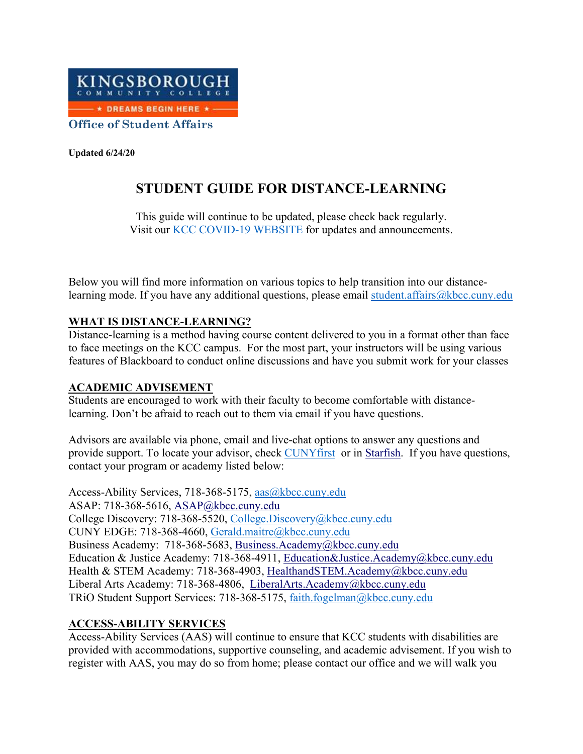KINGSBOROUGH COMMUNITY COLLEGE
★ DREAMS BEGIN HERE ★

**Office of Student Affairs**

**Updated 6/24/20**

# STUDENT GUIDE FOR DISTANCE-LEARNING

This guide will continue to be updated, please check back regularly.
Visit our KCC COVID-19 WEBSITE for updates and announcements.

Below you will find more information on various topics to help transition into our distance-learning mode. If you have any additional questions, please email student.affairs@kbcc.cuny.edu

## WHAT IS DISTANCE-LEARNING?

Distance-learning is a method having course content delivered to you in a format other than face to face meetings on the KCC campus. For the most part, your instructors will be using various features of Blackboard to conduct online discussions and have you submit work for your classes

## ACADEMIC ADVISEMENT

Students are encouraged to work with their faculty to become comfortable with distance-learning. Don't be afraid to reach out to them via email if you have questions.

Advisors are available via phone, email and live-chat options to answer any questions and provide support. To locate your advisor, check CUNYfirst or in Starfish. If you have questions, contact your program or academy listed below:

Access-Ability Services, 718-368-5175, aas@kbcc.cuny.edu
ASAP: 718-368-5616, ASAP@kbcc.cuny.edu
College Discovery: 718-368-5520, College.Discovery@kbcc.cuny.edu
CUNY EDGE: 718-368-4660, Gerald.maitre@kbcc.cuny.edu
Business Academy: 718-368-5683, Business.Academy@kbcc.cuny.edu
Education & Justice Academy: 718-368-4911, Education&Justice.Academy@kbcc.cuny.edu
Health & STEM Academy: 718-368-4903, HealthandSTEM.Academy@kbcc.cuny.edu
Liberal Arts Academy: 718-368-4806, LiberalArts.Academy@kbcc.cuny.edu
TRiO Student Support Services: 718-368-5175, faith.fogelman@kbcc.cuny.edu

## ACCESS-ABILITY SERVICES

Access-Ability Services (AAS) will continue to ensure that KCC students with disabilities are provided with accommodations, supportive counseling, and academic advisement. If you wish to register with AAS, you may do so from home; please contact our office and we will walk you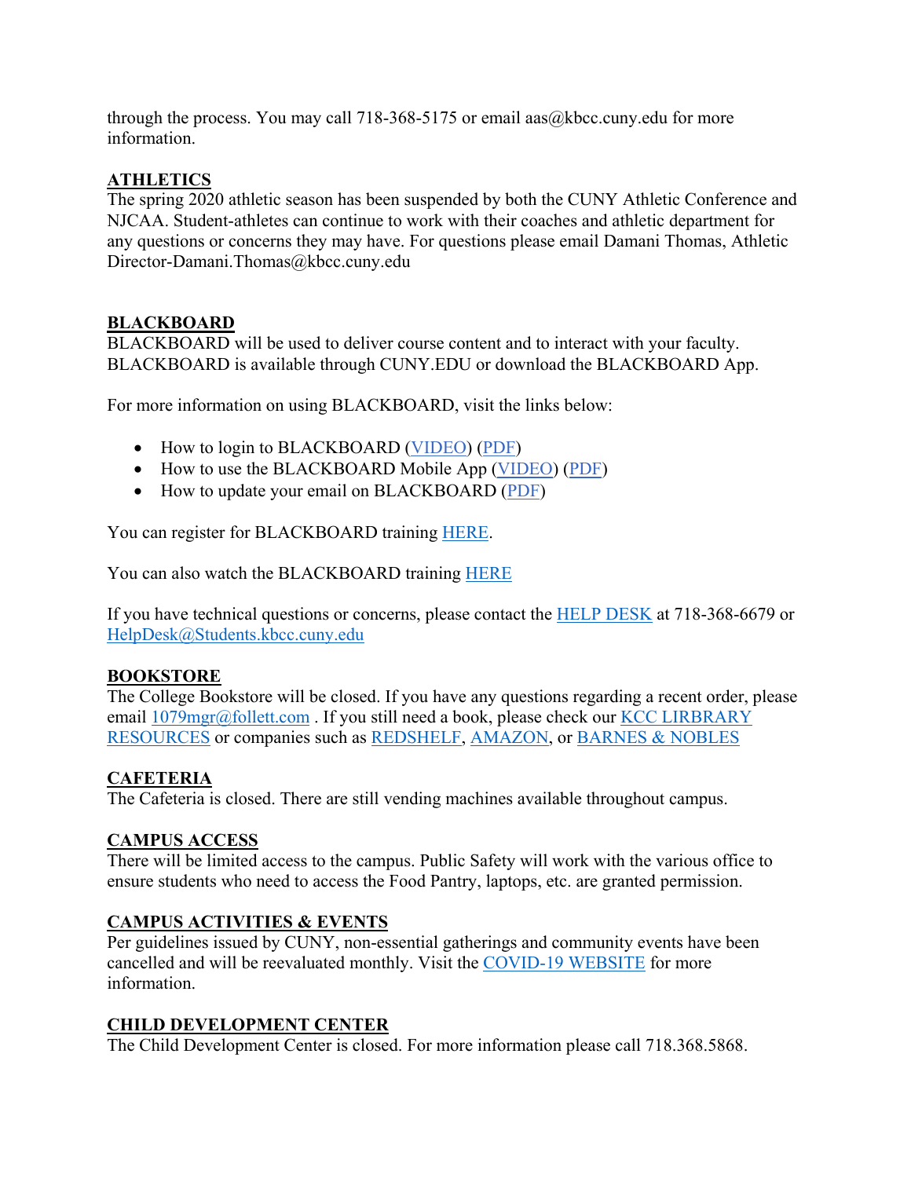through the process. You may call 718-368-5175 or email aas@kbcc.cuny.edu for more information.

## ATHLETICS

The spring 2020 athletic season has been suspended by both the CUNY Athletic Conference and NJCAA. Student-athletes can continue to work with their coaches and athletic department for any questions or concerns they may have. For questions please email Damani Thomas, Athletic Director-Damani.Thomas@kbcc.cuny.edu

## BLACKBOARD

BLACKBOARD will be used to deliver course content and to interact with your faculty. BLACKBOARD is available through CUNY.EDU or download the BLACKBOARD App.

For more information on using BLACKBOARD, visit the links below:

- How to login to BLACKBOARD (VIDEO) (PDF)
- How to use the BLACKBOARD Mobile App (VIDEO) (PDF)
- How to update your email on BLACKBOARD (PDF)

You can register for BLACKBOARD training HERE.

You can also watch the BLACKBOARD training HERE

If you have technical questions or concerns, please contact the HELP DESK at 718-368-6679 or HelpDesk@Students.kbcc.cuny.edu

## BOOKSTORE

The College Bookstore will be closed. If you have any questions regarding a recent order, please email 1079mgr@follett.com . If you still need a book, please check our KCC LIRBRARY RESOURCES or companies such as REDSHELF, AMAZON, or BARNES & NOBLES

## CAFETERIA

The Cafeteria is closed. There are still vending machines available throughout campus.

## CAMPUS ACCESS

There will be limited access to the campus. Public Safety will work with the various office to ensure students who need to access the Food Pantry, laptops, etc. are granted permission.

## CAMPUS ACTIVITIES & EVENTS

Per guidelines issued by CUNY, non-essential gatherings and community events have been cancelled and will be reevaluated monthly. Visit the COVID-19 WEBSITE for more information.

## CHILD DEVELOPMENT CENTER

The Child Development Center is closed. For more information please call 718.368.5868.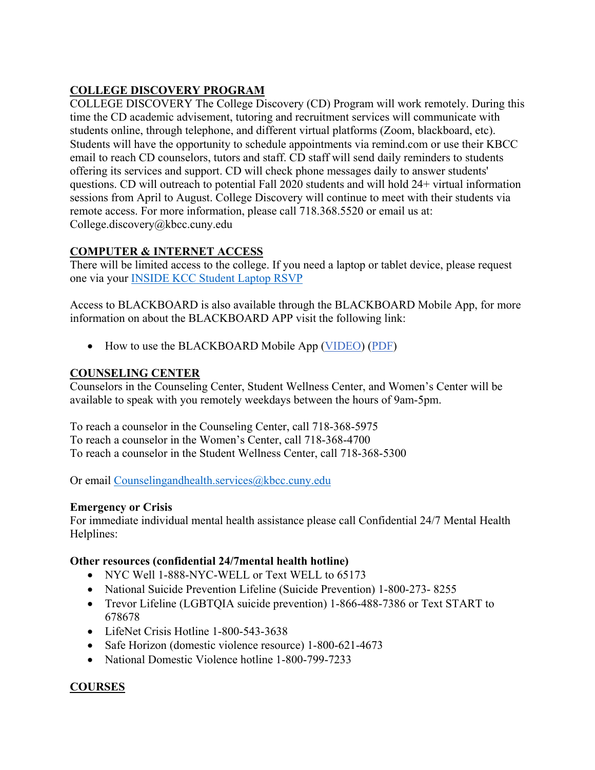## COLLEGE DISCOVERY PROGRAM

COLLEGE DISCOVERY The College Discovery (CD) Program will work remotely. During this time the CD academic advisement, tutoring and recruitment services will communicate with students online, through telephone, and different virtual platforms (Zoom, blackboard, etc). Students will have the opportunity to schedule appointments via remind.com or use their KBCC email to reach CD counselors, tutors and staff. CD staff will send daily reminders to students offering its services and support. CD will check phone messages daily to answer students' questions. CD will outreach to potential Fall 2020 students and will hold 24+ virtual information sessions from April to August. College Discovery will continue to meet with their students via remote access. For more information, please call 718.368.5520 or email us at: College.discovery@kbcc.cuny.edu

## COMPUTER & INTERNET ACCESS

There will be limited access to the college. If you need a laptop or tablet device, please request one via your INSIDE KCC Student Laptop RSVP

Access to BLACKBOARD is also available through the BLACKBOARD Mobile App, for more information on about the BLACKBOARD APP visit the following link:

- How to use the BLACKBOARD Mobile App (VIDEO) (PDF)

## COUNSELING CENTER

Counselors in the Counseling Center, Student Wellness Center, and Women's Center will be available to speak with you remotely weekdays between the hours of 9am-5pm.

To reach a counselor in the Counseling Center, call 718-368-5975
To reach a counselor in the Women's Center, call 718-368-4700
To reach a counselor in the Student Wellness Center, call 718-368-5300

Or email Counselingandhealth.services@kbcc.cuny.edu

**Emergency or Crisis**
For immediate individual mental health assistance please call Confidential 24/7 Mental Health Helplines:

**Other resources (confidential 24/7mental health hotline)**

- NYC Well 1-888-NYC-WELL or Text WELL to 65173
- National Suicide Prevention Lifeline (Suicide Prevention) 1-800-273- 8255
- Trevor Lifeline (LGBTQIA suicide prevention) 1-866-488-7386 or Text START to 678678
- LifeNet Crisis Hotline 1-800-543-3638
- Safe Horizon (domestic violence resource) 1-800-621-4673
- National Domestic Violence hotline 1-800-799-7233

## COURSES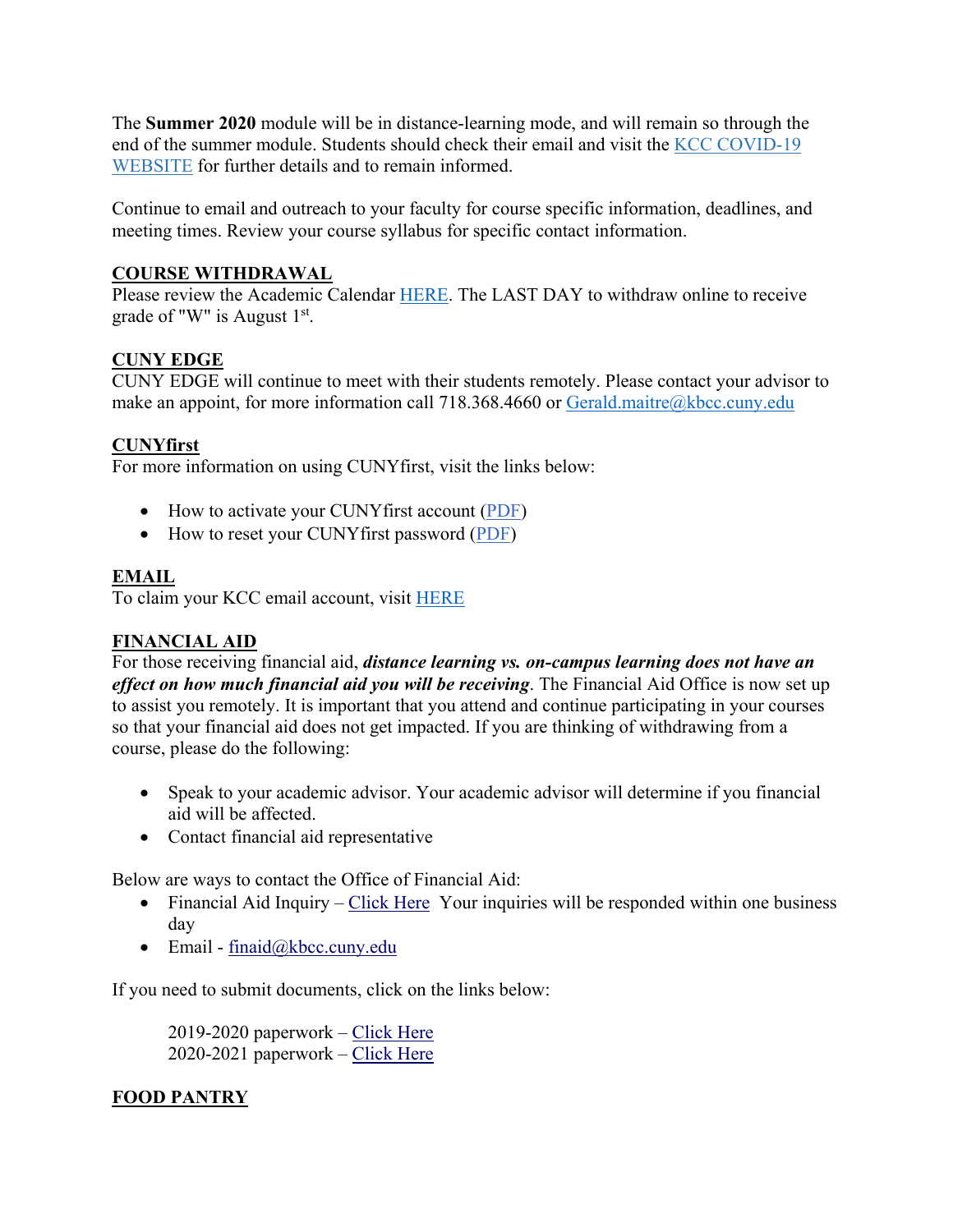The **Summer 2020** module will be in distance-learning mode, and will remain so through the end of the summer module. Students should check their email and visit the KCC COVID-19 WEBSITE for further details and to remain informed.

Continue to email and outreach to your faculty for course specific information, deadlines, and meeting times. Review your course syllabus for specific contact information.

**COURSE WITHDRAWAL**

Please review the Academic Calendar HERE. The LAST DAY to withdraw online to receive grade of "W" is August 1st.

**CUNY EDGE**

CUNY EDGE will continue to meet with their students remotely. Please contact your advisor to make an appoint, for more information call 718.368.4660 or Gerald.maitre@kbcc.cuny.edu

**CUNYfirst**

For more information on using CUNYfirst, visit the links below:

- How to activate your CUNYfirst account (PDF)
- How to reset your CUNYfirst password (PDF)

**EMAIL**

To claim your KCC email account, visit HERE

**FINANCIAL AID**

For those receiving financial aid, ***distance learning vs. on-campus learning does not have an effect on how much financial aid you will be receiving***. The Financial Aid Office is now set up to assist you remotely. It is important that you attend and continue participating in your courses so that your financial aid does not get impacted. If you are thinking of withdrawing from a course, please do the following:

- Speak to your academic advisor. Your academic advisor will determine if you financial aid will be affected.
- Contact financial aid representative

Below are ways to contact the Office of Financial Aid:

- Financial Aid Inquiry – Click Here Your inquiries will be responded within one business day
- Email - finaid@kbcc.cuny.edu

If you need to submit documents, click on the links below:

2019-2020 paperwork – Click Here
2020-2021 paperwork – Click Here

**FOOD PANTRY**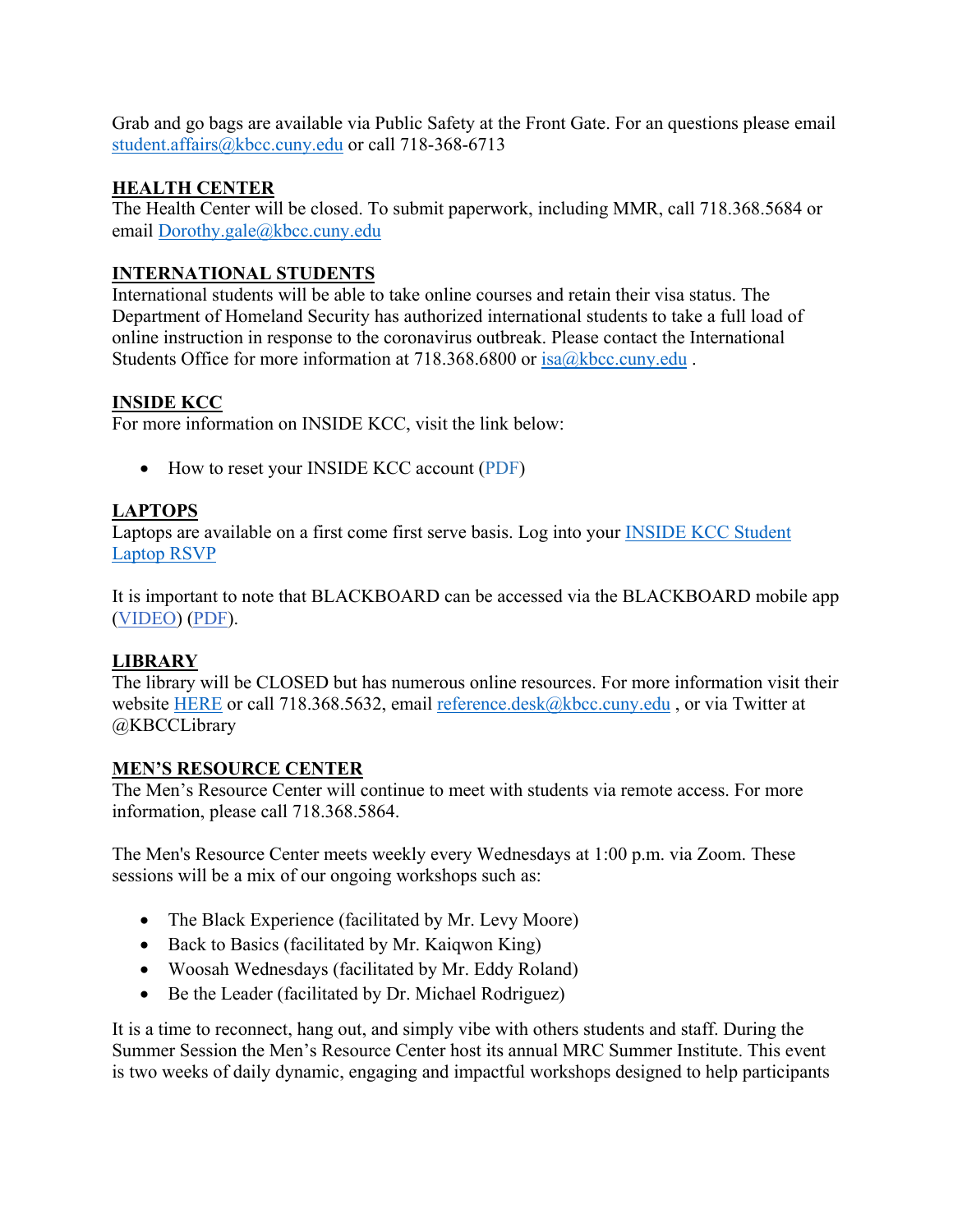Grab and go bags are available via Public Safety at the Front Gate. For an questions please email student.affairs@kbcc.cuny.edu or call 718-368-6713

**HEALTH CENTER**

The Health Center will be closed. To submit paperwork, including MMR, call 718.368.5684 or email Dorothy.gale@kbcc.cuny.edu

**INTERNATIONAL STUDENTS**

International students will be able to take online courses and retain their visa status. The Department of Homeland Security has authorized international students to take a full load of online instruction in response to the coronavirus outbreak. Please contact the International Students Office for more information at 718.368.6800 or isa@kbcc.cuny.edu .

**INSIDE KCC**

For more information on INSIDE KCC, visit the link below:

- How to reset your INSIDE KCC account (PDF)

**LAPTOPS**

Laptops are available on a first come first serve basis. Log into your INSIDE KCC Student Laptop RSVP

It is important to note that BLACKBOARD can be accessed via the BLACKBOARD mobile app (VIDEO) (PDF).

**LIBRARY**

The library will be CLOSED but has numerous online resources. For more information visit their website HERE or call 718.368.5632, email reference.desk@kbcc.cuny.edu , or via Twitter at @KBCCLibrary

**MEN'S RESOURCE CENTER**

The Men's Resource Center will continue to meet with students via remote access. For more information, please call 718.368.5864.

The Men's Resource Center meets weekly every Wednesdays at 1:00 p.m. via Zoom. These sessions will be a mix of our ongoing workshops such as:

- The Black Experience (facilitated by Mr. Levy Moore)
- Back to Basics (facilitated by Mr. Kaiqwon King)
- Woosah Wednesdays (facilitated by Mr. Eddy Roland)
- Be the Leader (facilitated by Dr. Michael Rodriguez)

It is a time to reconnect, hang out, and simply vibe with others students and staff. During the Summer Session the Men's Resource Center host its annual MRC Summer Institute. This event is two weeks of daily dynamic, engaging and impactful workshops designed to help participants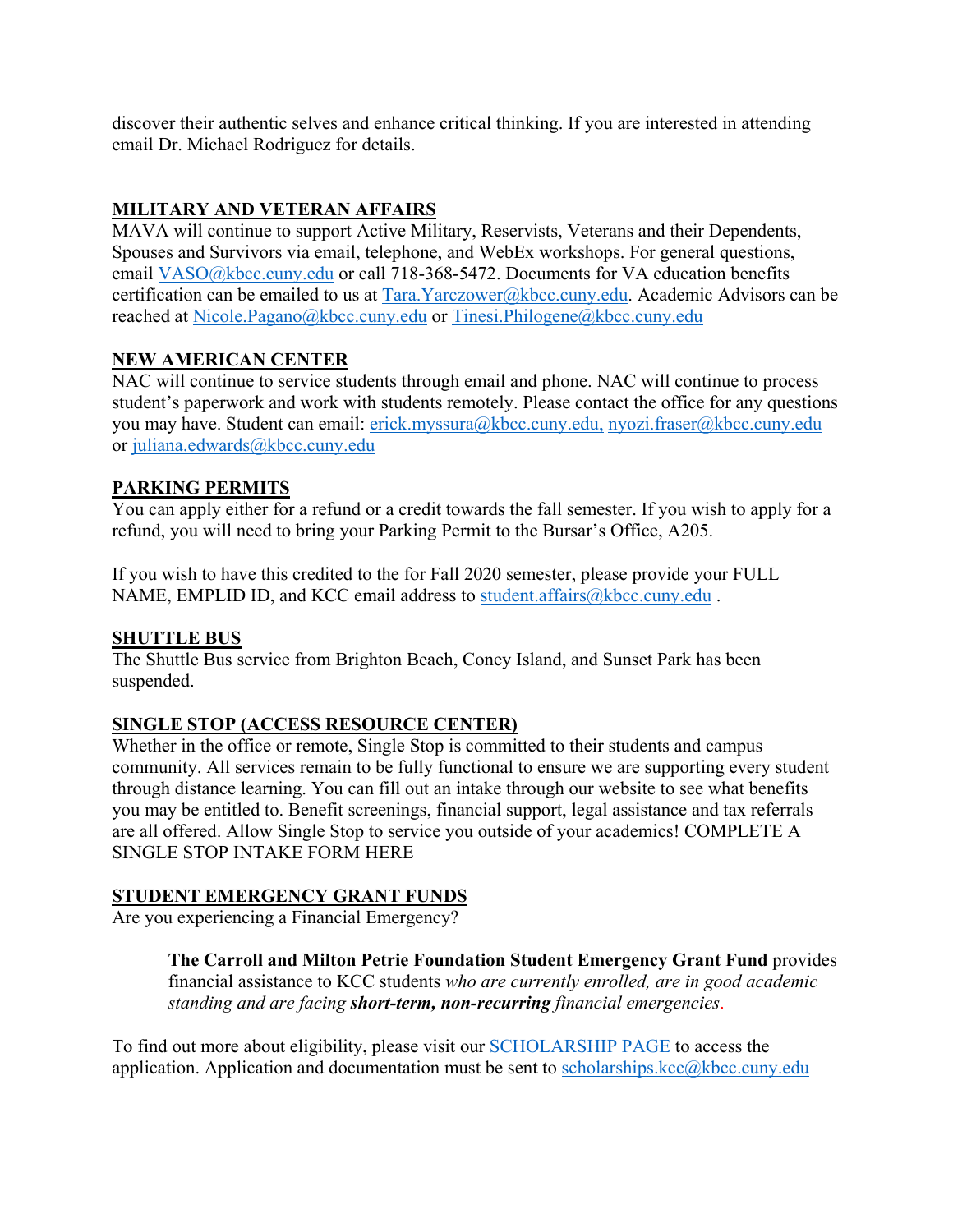discover their authentic selves and enhance critical thinking. If you are interested in attending email Dr. Michael Rodriguez for details.

## MILITARY AND VETERAN AFFAIRS

MAVA will continue to support Active Military, Reservists, Veterans and their Dependents, Spouses and Survivors via email, telephone, and WebEx workshops. For general questions, email VASO@kbcc.cuny.edu or call 718-368-5472. Documents for VA education benefits certification can be emailed to us at Tara.Yarczower@kbcc.cuny.edu. Academic Advisors can be reached at Nicole.Pagano@kbcc.cuny.edu or Tinesi.Philogene@kbcc.cuny.edu

## NEW AMERICAN CENTER

NAC will continue to service students through email and phone. NAC will continue to process student's paperwork and work with students remotely. Please contact the office for any questions you may have. Student can email: erick.myssura@kbcc.cuny.edu, nyozi.fraser@kbcc.cuny.edu or juliana.edwards@kbcc.cuny.edu

## PARKING PERMITS

You can apply either for a refund or a credit towards the fall semester. If you wish to apply for a refund, you will need to bring your Parking Permit to the Bursar's Office, A205.

If you wish to have this credited to the for Fall 2020 semester, please provide your FULL NAME, EMPLID ID, and KCC email address to student.affairs@kbcc.cuny.edu .

## SHUTTLE BUS

The Shuttle Bus service from Brighton Beach, Coney Island, and Sunset Park has been suspended.

## SINGLE STOP (ACCESS RESOURCE CENTER)

Whether in the office or remote, Single Stop is committed to their students and campus community. All services remain to be fully functional to ensure we are supporting every student through distance learning. You can fill out an intake through our website to see what benefits you may be entitled to. Benefit screenings, financial support, legal assistance and tax referrals are all offered. Allow Single Stop to service you outside of your academics! COMPLETE A SINGLE STOP INTAKE FORM HERE

## STUDENT EMERGENCY GRANT FUNDS

Are you experiencing a Financial Emergency?

> **The Carroll and Milton Petrie Foundation Student Emergency Grant Fund** provides financial assistance to KCC students *who are currently enrolled, are in good academic standing and are facing* ***short-term, non-recurring*** *financial emergencies*.

To find out more about eligibility, please visit our SCHOLARSHIP PAGE to access the application. Application and documentation must be sent to scholarships.kcc@kbcc.cuny.edu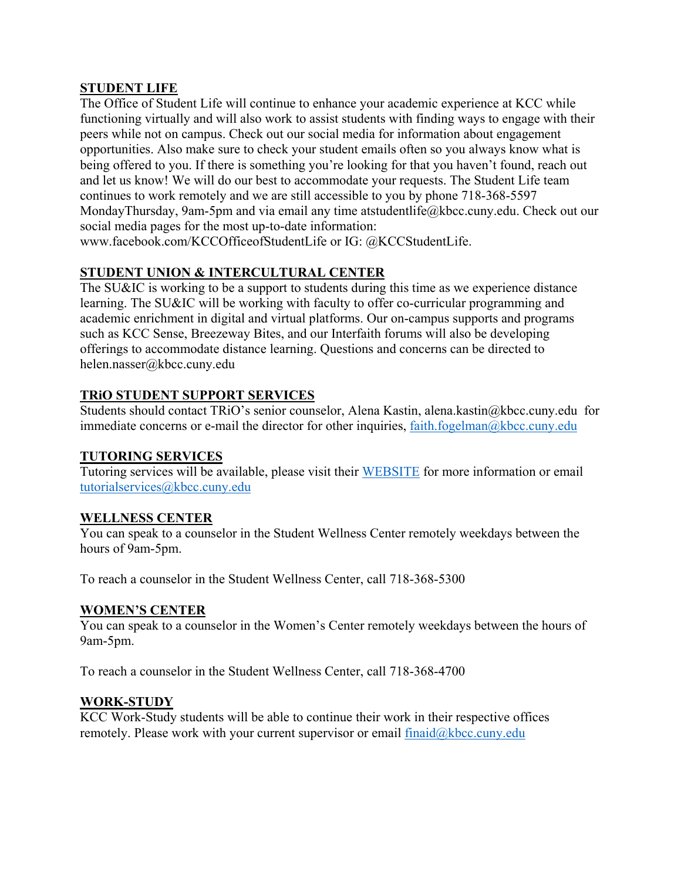## STUDENT LIFE

The Office of Student Life will continue to enhance your academic experience at KCC while functioning virtually and will also work to assist students with finding ways to engage with their peers while not on campus. Check out our social media for information about engagement opportunities. Also make sure to check your student emails often so you always know what is being offered to you. If there is something you're looking for that you haven't found, reach out and let us know! We will do our best to accommodate your requests. The Student Life team continues to work remotely and we are still accessible to you by phone 718-368-5597 MondayThursday, 9am-5pm and via email any time atstudentlife@kbcc.cuny.edu. Check out our social media pages for the most up-to-date information: www.facebook.com/KCCOfficeofStudentLife or IG: @KCCStudentLife.

## STUDENT UNION & INTERCULTURAL CENTER

The SU&IC is working to be a support to students during this time as we experience distance learning. The SU&IC will be working with faculty to offer co-curricular programming and academic enrichment in digital and virtual platforms. Our on-campus supports and programs such as KCC Sense, Breezeway Bites, and our Interfaith forums will also be developing offerings to accommodate distance learning. Questions and concerns can be directed to helen.nasser@kbcc.cuny.edu

## TRiO STUDENT SUPPORT SERVICES

Students should contact TRiO's senior counselor, Alena Kastin, alena.kastin@kbcc.cuny.edu for immediate concerns or e-mail the director for other inquiries, faith.fogelman@kbcc.cuny.edu

## TUTORING SERVICES

Tutoring services will be available, please visit their WEBSITE for more information or email tutorialservices@kbcc.cuny.edu

## WELLNESS CENTER

You can speak to a counselor in the Student Wellness Center remotely weekdays between the hours of 9am-5pm.

To reach a counselor in the Student Wellness Center, call 718-368-5300

## WOMEN'S CENTER

You can speak to a counselor in the Women's Center remotely weekdays between the hours of 9am-5pm.

To reach a counselor in the Student Wellness Center, call 718-368-4700

## WORK-STUDY

KCC Work-Study students will be able to continue their work in their respective offices remotely. Please work with your current supervisor or email finaid@kbcc.cuny.edu